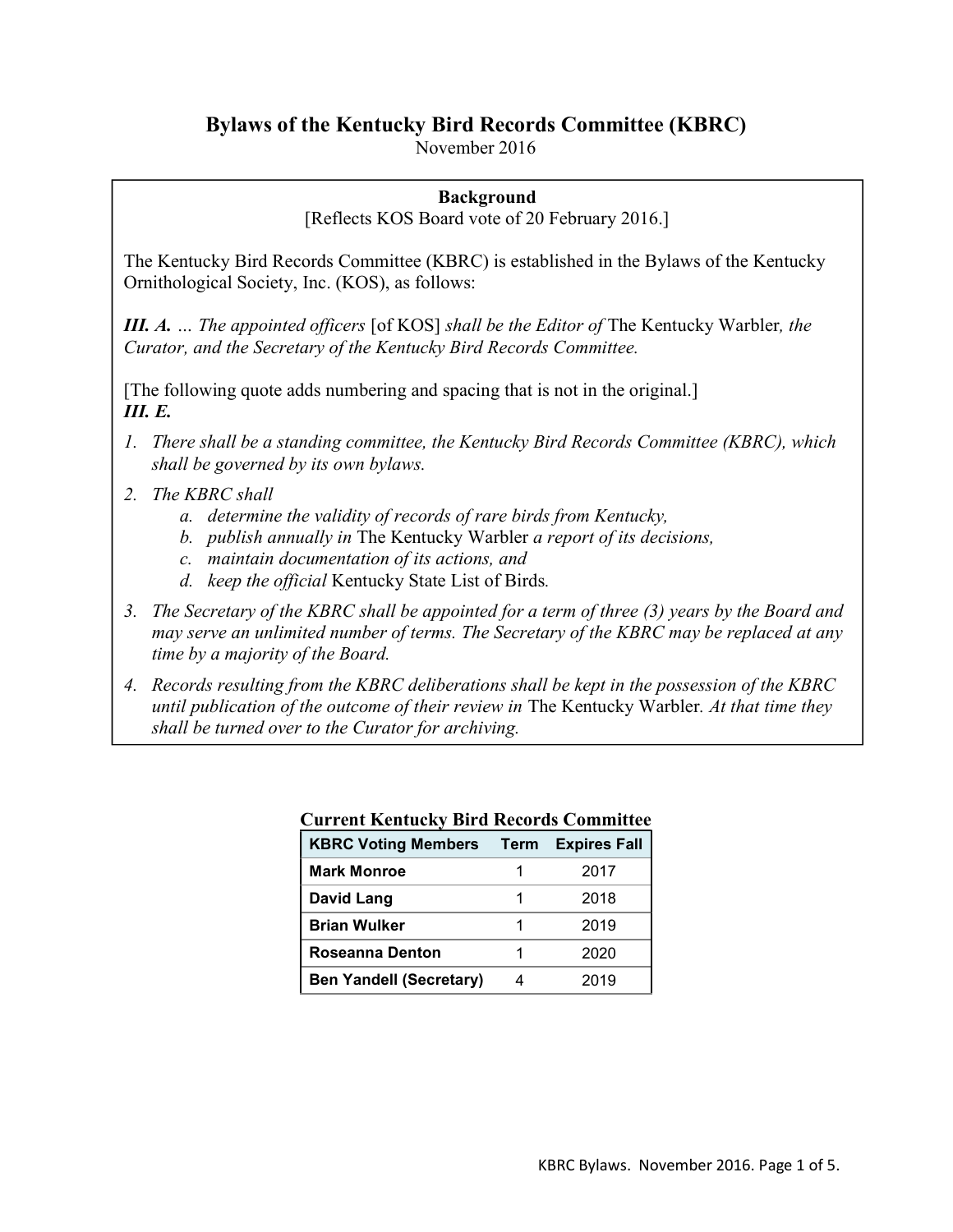# Bylaws of the Kentucky Bird Records Committee (KBRC)

November 2016

## Background

[Reflects KOS Board vote of 20 February 2016.]

The Kentucky Bird Records Committee (KBRC) is established in the Bylaws of the Kentucky Ornithological Society, Inc. (KOS), as follows:

***III. A.*** *… The appointed officers* [of KOS] *shall be the Editor of* The Kentucky Warbler*, the Curator, and the Secretary of the Kentucky Bird Records Committee.*

[The following quote adds numbering and spacing that is not in the original.]

***III. E.***

1. *There shall be a standing committee, the Kentucky Bird Records Committee (KBRC), which shall be governed by its own bylaws.*
2. *The KBRC shall*
   a. *determine the validity of records of rare birds from Kentucky,*
   b. *publish annually in* The Kentucky Warbler *a report of its decisions,*
   c. *maintain documentation of its actions, and*
   d. *keep the official* Kentucky State List of Birds*.*
3. *The Secretary of the KBRC shall be appointed for a term of three (3) years by the Board and may serve an unlimited number of terms. The Secretary of the KBRC may be replaced at any time by a majority of the Board.*
4. *Records resulting from the KBRC deliberations shall be kept in the possession of the KBRC until publication of the outcome of their review in* The Kentucky Warbler*. At that time they shall be turned over to the Curator for archiving.*

**Current Kentucky Bird Records Committee**

| KBRC Voting Members | Term | Expires Fall |
|---|---|---|
| **Mark Monroe** | 1 | 2017 |
| **David Lang** | 1 | 2018 |
| **Brian Wulker** | 1 | 2019 |
| **Roseanna Denton** | 1 | 2020 |
| **Ben Yandell (Secretary)** | 4 | 2019 |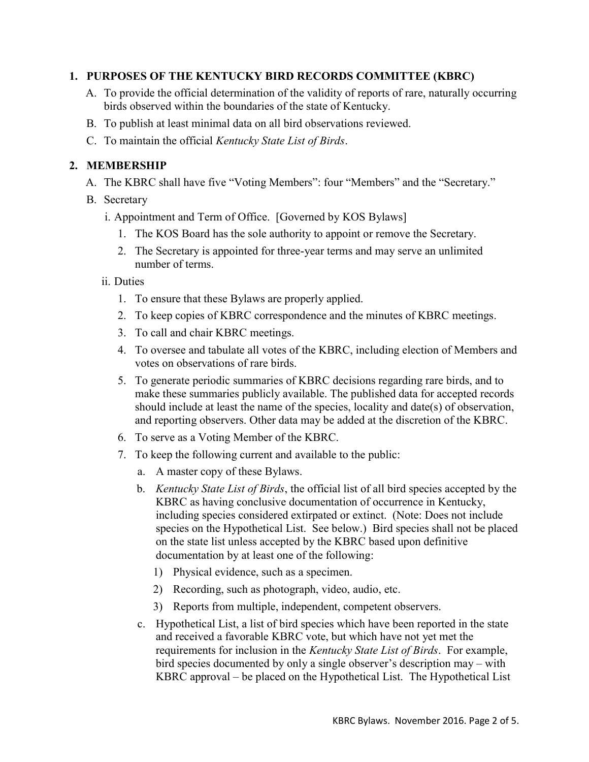## 1. PURPOSES OF THE KENTUCKY BIRD RECORDS COMMITTEE (KBRC)

A. To provide the official determination of the validity of reports of rare, naturally occurring birds observed within the boundaries of the state of Kentucky.

B. To publish at least minimal data on all bird observations reviewed.

C. To maintain the official *Kentucky State List of Birds*.

## 2. MEMBERSHIP

A. The KBRC shall have five "Voting Members": four "Members" and the "Secretary."

B. Secretary

i. Appointment and Term of Office. [Governed by KOS Bylaws]

1. The KOS Board has the sole authority to appoint or remove the Secretary.
2. The Secretary is appointed for three-year terms and may serve an unlimited number of terms.

ii. Duties

1. To ensure that these Bylaws are properly applied.
2. To keep copies of KBRC correspondence and the minutes of KBRC meetings.
3. To call and chair KBRC meetings.
4. To oversee and tabulate all votes of the KBRC, including election of Members and votes on observations of rare birds.
5. To generate periodic summaries of KBRC decisions regarding rare birds, and to make these summaries publicly available. The published data for accepted records should include at least the name of the species, locality and date(s) of observation, and reporting observers. Other data may be added at the discretion of the KBRC.
6. To serve as a Voting Member of the KBRC.
7. To keep the following current and available to the public:

   a. A master copy of these Bylaws.

   b. *Kentucky State List of Birds*, the official list of all bird species accepted by the KBRC as having conclusive documentation of occurrence in Kentucky, including species considered extirpated or extinct. (Note: Does not include species on the Hypothetical List. See below.) Bird species shall not be placed on the state list unless accepted by the KBRC based upon definitive documentation by at least one of the following:

      1) Physical evidence, such as a specimen.
      2) Recording, such as photograph, video, audio, etc.
      3) Reports from multiple, independent, competent observers.

   c. Hypothetical List, a list of bird species which have been reported in the state and received a favorable KBRC vote, but which have not yet met the requirements for inclusion in the *Kentucky State List of Birds*. For example, bird species documented by only a single observer's description may – with KBRC approval – be placed on the Hypothetical List. The Hypothetical List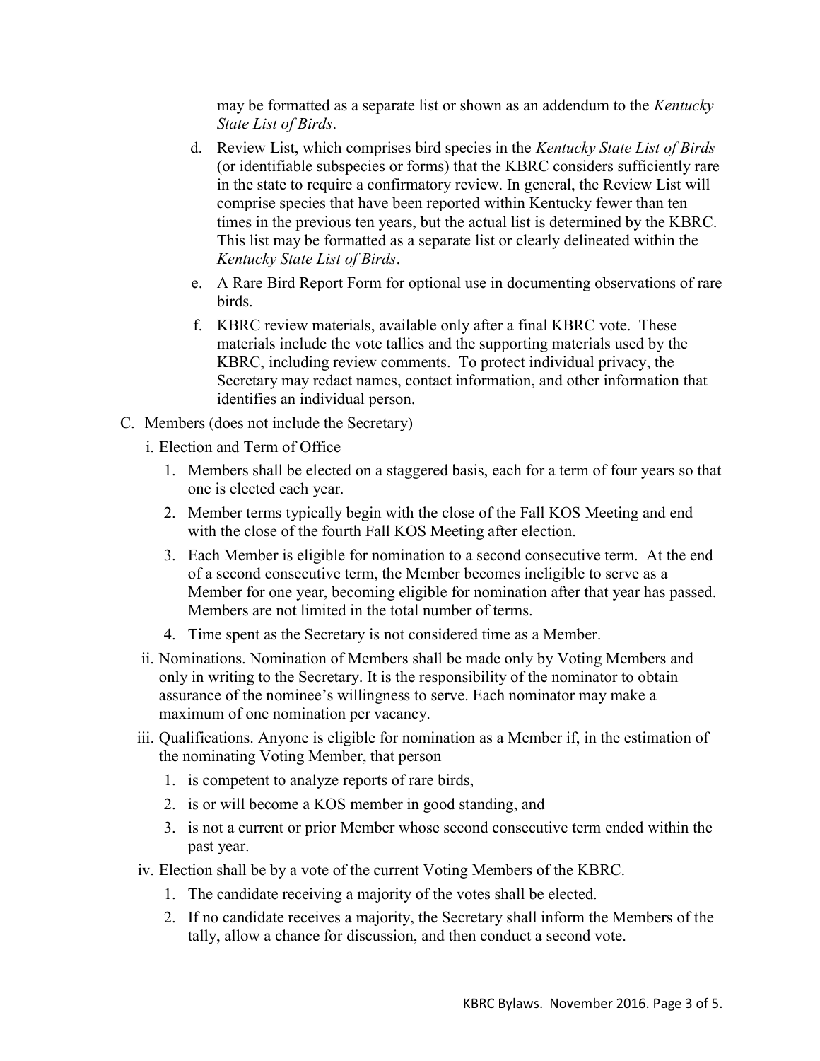may be formatted as a separate list or shown as an addendum to the *Kentucky State List of Birds*.

d. Review List, which comprises bird species in the *Kentucky State List of Birds* (or identifiable subspecies or forms) that the KBRC considers sufficiently rare in the state to require a confirmatory review. In general, the Review List will comprise species that have been reported within Kentucky fewer than ten times in the previous ten years, but the actual list is determined by the KBRC. This list may be formatted as a separate list or clearly delineated within the *Kentucky State List of Birds*.

e. A Rare Bird Report Form for optional use in documenting observations of rare birds.

f. KBRC review materials, available only after a final KBRC vote. These materials include the vote tallies and the supporting materials used by the KBRC, including review comments. To protect individual privacy, the Secretary may redact names, contact information, and other information that identifies an individual person.

C. Members (does not include the Secretary)

i. Election and Term of Office

1. Members shall be elected on a staggered basis, each for a term of four years so that one is elected each year.
2. Member terms typically begin with the close of the Fall KOS Meeting and end with the close of the fourth Fall KOS Meeting after election.
3. Each Member is eligible for nomination to a second consecutive term. At the end of a second consecutive term, the Member becomes ineligible to serve as a Member for one year, becoming eligible for nomination after that year has passed. Members are not limited in the total number of terms.
4. Time spent as the Secretary is not considered time as a Member.

ii. Nominations. Nomination of Members shall be made only by Voting Members and only in writing to the Secretary. It is the responsibility of the nominator to obtain assurance of the nominee's willingness to serve. Each nominator may make a maximum of one nomination per vacancy.

iii. Qualifications. Anyone is eligible for nomination as a Member if, in the estimation of the nominating Voting Member, that person

1. is competent to analyze reports of rare birds,
2. is or will become a KOS member in good standing, and
3. is not a current or prior Member whose second consecutive term ended within the past year.

iv. Election shall be by a vote of the current Voting Members of the KBRC.

1. The candidate receiving a majority of the votes shall be elected.
2. If no candidate receives a majority, the Secretary shall inform the Members of the tally, allow a chance for discussion, and then conduct a second vote.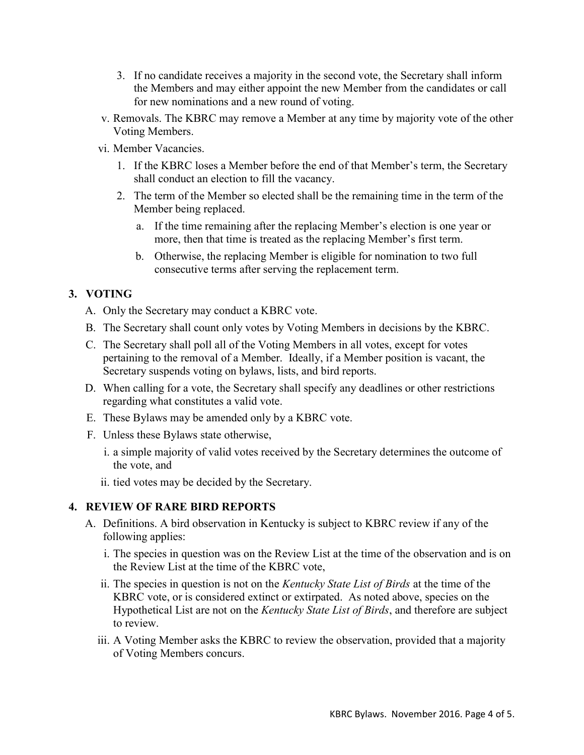3. If no candidate receives a majority in the second vote, the Secretary shall inform the Members and may either appoint the new Member from the candidates or call for new nominations and a new round of voting.

v. Removals. The KBRC may remove a Member at any time by majority vote of the other Voting Members.

vi. Member Vacancies.

1. If the KBRC loses a Member before the end of that Member's term, the Secretary shall conduct an election to fill the vacancy.
2. The term of the Member so elected shall be the remaining time in the term of the Member being replaced.
   a. If the time remaining after the replacing Member's election is one year or more, then that time is treated as the replacing Member's first term.
   b. Otherwise, the replacing Member is eligible for nomination to two full consecutive terms after serving the replacement term.

## 3. VOTING

A. Only the Secretary may conduct a KBRC vote.

B. The Secretary shall count only votes by Voting Members in decisions by the KBRC.

C. The Secretary shall poll all of the Voting Members in all votes, except for votes pertaining to the removal of a Member. Ideally, if a Member position is vacant, the Secretary suspends voting on bylaws, lists, and bird reports.

D. When calling for a vote, the Secretary shall specify any deadlines or other restrictions regarding what constitutes a valid vote.

E. These Bylaws may be amended only by a KBRC vote.

F. Unless these Bylaws state otherwise,

i. a simple majority of valid votes received by the Secretary determines the outcome of the vote, and

ii. tied votes may be decided by the Secretary.

## 4. REVIEW OF RARE BIRD REPORTS

A. Definitions. A bird observation in Kentucky is subject to KBRC review if any of the following applies:

i. The species in question was on the Review List at the time of the observation and is on the Review List at the time of the KBRC vote,

ii. The species in question is not on the *Kentucky State List of Birds* at the time of the KBRC vote, or is considered extinct or extirpated. As noted above, species on the Hypothetical List are not on the *Kentucky State List of Birds*, and therefore are subject to review.

iii. A Voting Member asks the KBRC to review the observation, provided that a majority of Voting Members concurs.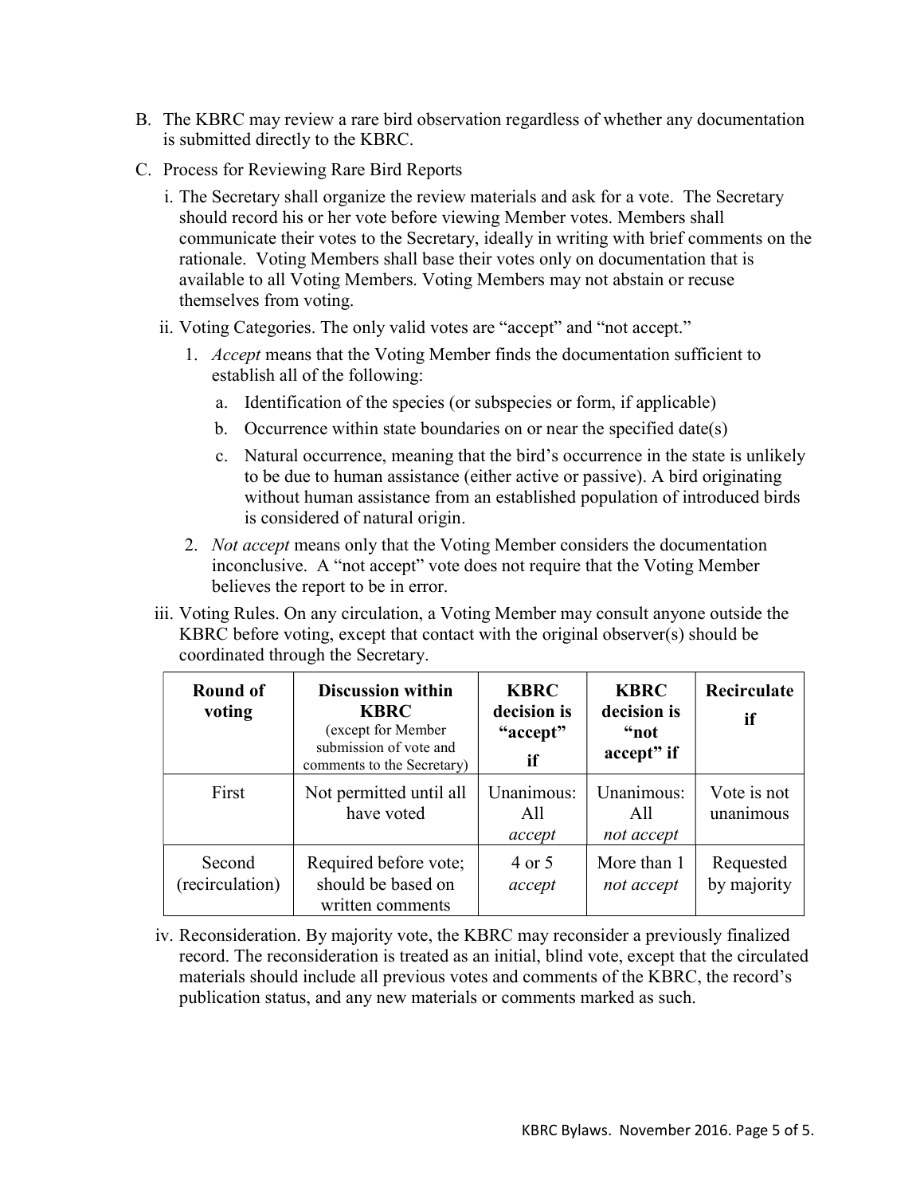B. The KBRC may review a rare bird observation regardless of whether any documentation is submitted directly to the KBRC.

C. Process for Reviewing Rare Bird Reports

   i. The Secretary shall organize the review materials and ask for a vote. The Secretary should record his or her vote before viewing Member votes. Members shall communicate their votes to the Secretary, ideally in writing with brief comments on the rationale. Voting Members shall base their votes only on documentation that is available to all Voting Members. Voting Members may not abstain or recuse themselves from voting.

   ii. Voting Categories. The only valid votes are "accept" and "not accept."

      1. *Accept* means that the Voting Member finds the documentation sufficient to establish all of the following:

         a. Identification of the species (or subspecies or form, if applicable)

         b. Occurrence within state boundaries on or near the specified date(s)

         c. Natural occurrence, meaning that the bird's occurrence in the state is unlikely to be due to human assistance (either active or passive). A bird originating without human assistance from an established population of introduced birds is considered of natural origin.

      2. *Not accept* means only that the Voting Member considers the documentation inconclusive. A "not accept" vote does not require that the Voting Member believes the report to be in error.

   iii. Voting Rules. On any circulation, a Voting Member may consult anyone outside the KBRC before voting, except that contact with the original observer(s) should be coordinated through the Secretary.

| **Round of voting** | **Discussion within KBRC** (except for Member submission of vote and comments to the Secretary) | **KBRC decision is "accept" if** | **KBRC decision is "not accept" if** | **Recirculate if** |
| --- | --- | --- | --- | --- |
| First | Not permitted until all have voted | Unanimous: All *accept* | Unanimous: All *not accept* | Vote is not unanimous |
| Second (recirculation) | Required before vote; should be based on written comments | 4 or 5 *accept* | More than 1 *not accept* | Requested by majority |

   iv. Reconsideration. By majority vote, the KBRC may reconsider a previously finalized record. The reconsideration is treated as an initial, blind vote, except that the circulated materials should include all previous votes and comments of the KBRC, the record's publication status, and any new materials or comments marked as such.